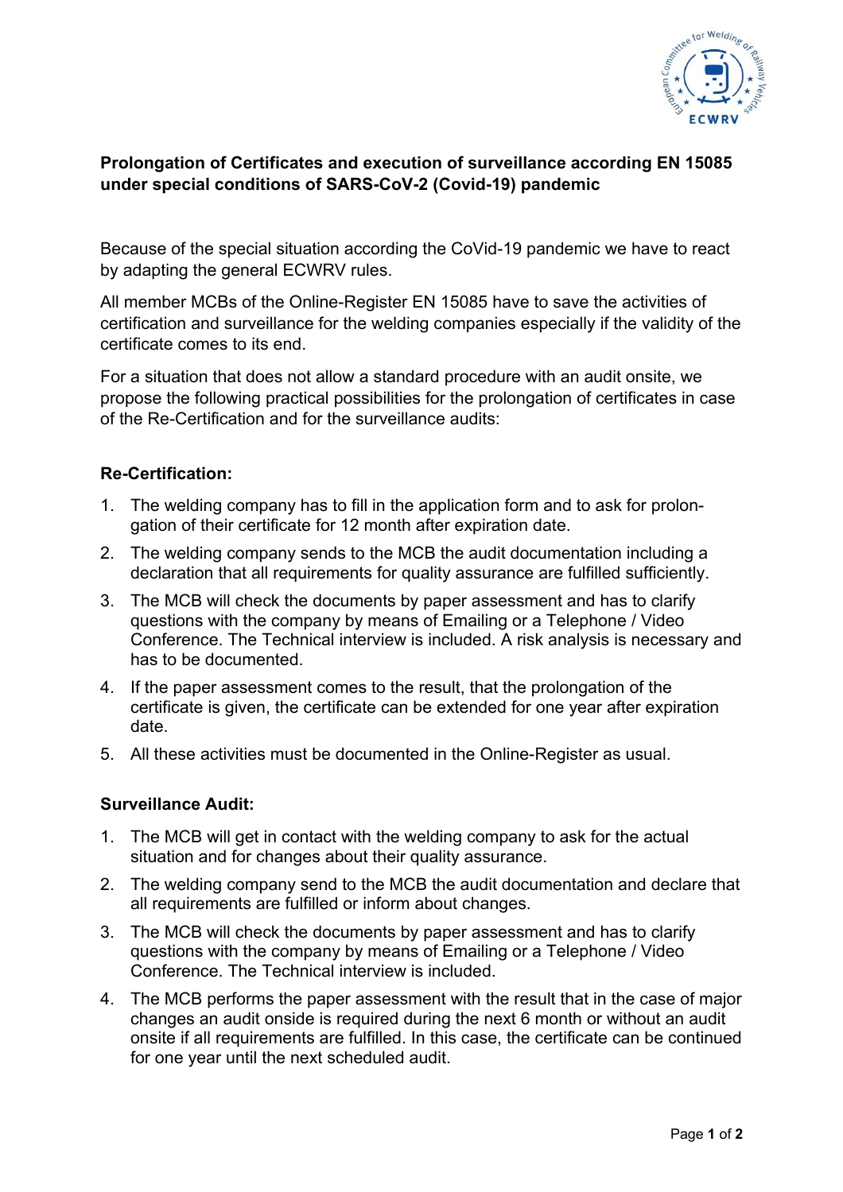**Prolongation of Certificates and execution of surveillance according EN 15085 under special conditions of SARS-CoV-2 (Covid-19) pandemic**

Because of the special situation according the CoVid-19 pandemic we have to react by adapting the general ECWRV rules.

All member MCBs of the Online-Register EN 15085 have to save the activities of certification and surveillance for the welding companies especially if the validity of the certificate comes to its end.

For a situation that does not allow a standard procedure with an audit onsite, we propose the following practical possibilities for the prolongation of certificates in case of the Re-Certification and for the surveillance audits:

**Re-Certification:**

1. The welding company has to fill in the application form and to ask for prolongation of their certificate for 12 month after expiration date.
2. The welding company sends to the MCB the audit documentation including a declaration that all requirements for quality assurance are fulfilled sufficiently.
3. The MCB will check the documents by paper assessment and has to clarify questions with the company by means of Emailing or a Telephone / Video Conference. The Technical interview is included. A risk analysis is necessary and has to be documented.
4. If the paper assessment comes to the result, that the prolongation of the certificate is given, the certificate can be extended for one year after expiration date.
5. All these activities must be documented in the Online-Register as usual.

**Surveillance Audit:**

1. The MCB will get in contact with the welding company to ask for the actual situation and for changes about their quality assurance.
2. The welding company send to the MCB the audit documentation and declare that all requirements are fulfilled or inform about changes.
3. The MCB will check the documents by paper assessment and has to clarify questions with the company by means of Emailing or a Telephone / Video Conference. The Technical interview is included.
4. The MCB performs the paper assessment with the result that in the case of major changes an audit onside is required during the next 6 month or without an audit onsite if all requirements are fulfilled. In this case, the certificate can be continued for one year until the next scheduled audit.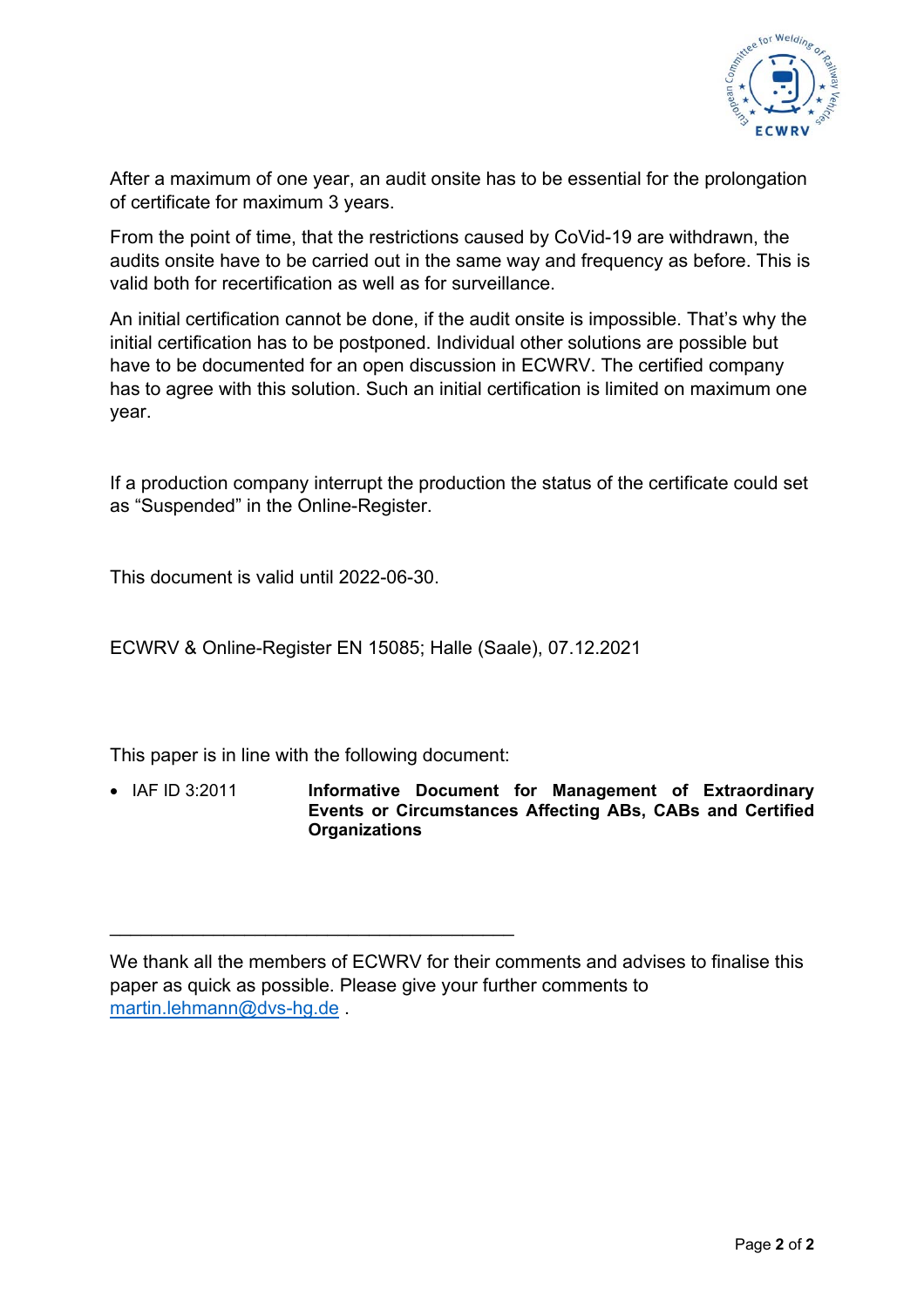After a maximum of one year, an audit onsite has to be essential for the prolongation of certificate for maximum 3 years.

From the point of time, that the restrictions caused by CoVid-19 are withdrawn, the audits onsite have to be carried out in the same way and frequency as before. This is valid both for recertification as well as for surveillance.

An initial certification cannot be done, if the audit onsite is impossible. That's why the initial certification has to be postponed. Individual other solutions are possible but have to be documented for an open discussion in ECWRV. The certified company has to agree with this solution. Such an initial certification is limited on maximum one year.

If a production company interrupt the production the status of the certificate could set as "Suspended" in the Online-Register.

This document is valid until 2022-06-30.

ECWRV & Online-Register EN 15085; Halle (Saale), 07.12.2021

This paper is in line with the following document:

- IAF ID 3:2011 **Informative Document for Management of Extraordinary Events or Circumstances Affecting ABs, CABs and Certified Organizations**

---

We thank all the members of ECWRV for their comments and advises to finalise this paper as quick as possible. Please give your further comments to martin.lehmann@dvs-hg.de .